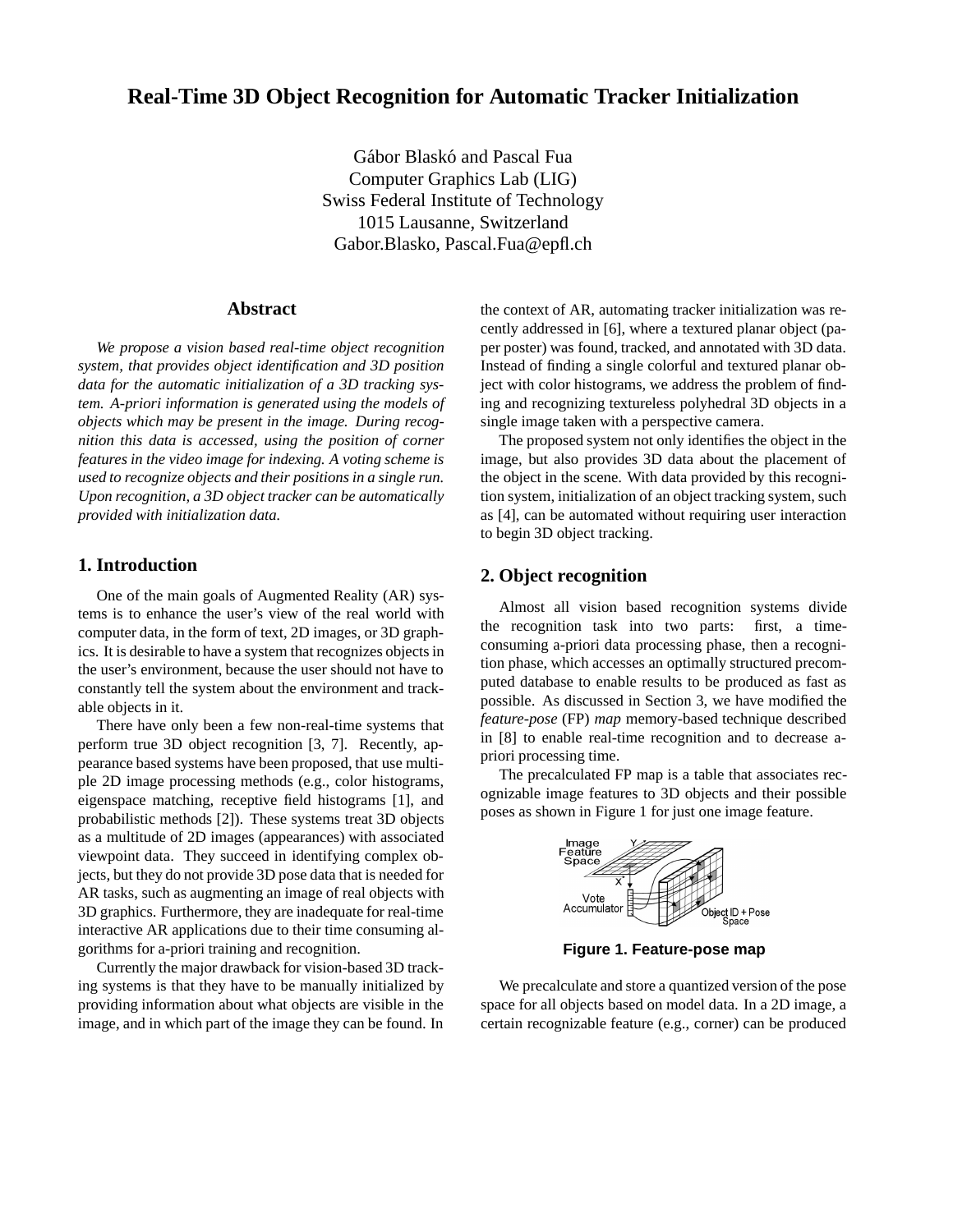# Real-Time 3D Object Recognition for Automatic Tracker Initialization

Gábor Blaskó and Pascal Fua
Computer Graphics Lab (LIG)
Swiss Federal Institute of Technology
1015 Lausanne, Switzerland
Gabor.Blasko, Pascal.Fua@epfl.ch

## Abstract

*We propose a vision based real-time object recognition system, that provides object identification and 3D position data for the automatic initialization of a 3D tracking system. A-priori information is generated using the models of objects which may be present in the image. During recognition this data is accessed, using the position of corner features in the video image for indexing. A voting scheme is used to recognize objects and their positions in a single run. Upon recognition, a 3D object tracker can be automatically provided with initialization data.*

## 1. Introduction

One of the main goals of Augmented Reality (AR) systems is to enhance the user's view of the real world with computer data, in the form of text, 2D images, or 3D graphics. It is desirable to have a system that recognizes objects in the user's environment, because the user should not have to constantly tell the system about the environment and trackable objects in it.

There have only been a few non-real-time systems that perform true 3D object recognition [3, 7]. Recently, appearance based systems have been proposed, that use multiple 2D image processing methods (e.g., color histograms, eigenspace matching, receptive field histograms [1], and probabilistic methods [2]). These systems treat 3D objects as a multitude of 2D images (appearances) with associated viewpoint data. They succeed in identifying complex objects, but they do not provide 3D pose data that is needed for AR tasks, such as augmenting an image of real objects with 3D graphics. Furthermore, they are inadequate for real-time interactive AR applications due to their time consuming algorithms for a-priori training and recognition.

Currently the major drawback for vision-based 3D tracking systems is that they have to be manually initialized by providing information about what objects are visible in the image, and in which part of the image they can be found. In the context of AR, automating tracker initialization was recently addressed in [6], where a textured planar object (paper poster) was found, tracked, and annotated with 3D data. Instead of finding a single colorful and textured planar object with color histograms, we address the problem of finding and recognizing textureless polyhedral 3D objects in a single image taken with a perspective camera.

The proposed system not only identifies the object in the image, but also provides 3D data about the placement of the object in the scene. With data provided by this recognition system, initialization of an object tracking system, such as [4], can be automated without requiring user interaction to begin 3D object tracking.

## 2. Object recognition

Almost all vision based recognition systems divide the recognition task into two parts: first, a time-consuming a-priori data processing phase, then a recognition phase, which accesses an optimally structured precomputed database to enable results to be produced as fast as possible. As discussed in Section 3, we have modified the *feature-pose* (FP) *map* memory-based technique described in [8] to enable real-time recognition and to decrease a-priori processing time.

The precalculated FP map is a table that associates recognizable image features to 3D objects and their possible poses as shown in Figure 1 for just one image feature.

**Figure 1. Feature-pose map**

We precalculate and store a quantized version of the pose space for all objects based on model data. In a 2D image, a certain recognizable feature (e.g., corner) can be produced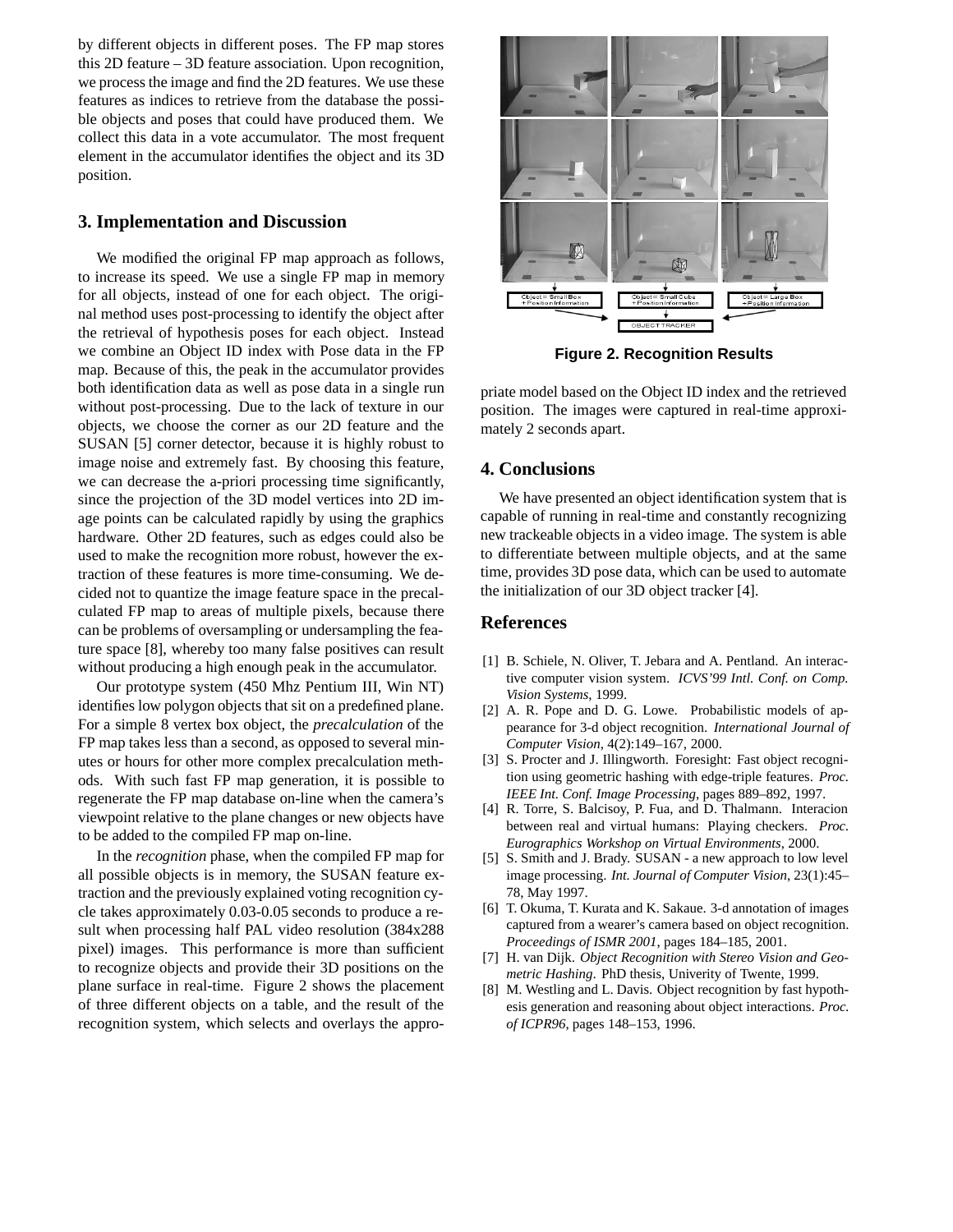by different objects in different poses. The FP map stores this 2D feature – 3D feature association. Upon recognition, we process the image and find the 2D features. We use these features as indices to retrieve from the database the possible objects and poses that could have produced them. We collect this data in a vote accumulator. The most frequent element in the accumulator identifies the object and its 3D position.

## 3. Implementation and Discussion

We modified the original FP map approach as follows, to increase its speed. We use a single FP map in memory for all objects, instead of one for each object. The original method uses post-processing to identify the object after the retrieval of hypothesis poses for each object. Instead we combine an Object ID index with Pose data in the FP map. Because of this, the peak in the accumulator provides both identification data as well as pose data in a single run without post-processing. Due to the lack of texture in our objects, we choose the corner as our 2D feature and the SUSAN [5] corner detector, because it is highly robust to image noise and extremely fast. By choosing this feature, we can decrease the a-priori processing time significantly, since the projection of the 3D model vertices into 2D image points can be calculated rapidly by using the graphics hardware. Other 2D features, such as edges could also be used to make the recognition more robust, however the extraction of these features is more time-consuming. We decided not to quantize the image feature space in the precalculated FP map to areas of multiple pixels, because there can be problems of oversampling or undersampling the feature space [8], whereby too many false positives can result without producing a high enough peak in the accumulator.

Our prototype system (450 Mhz Pentium III, Win NT) identifies low polygon objects that sit on a predefined plane. For a simple 8 vertex box object, the *precalculation* of the FP map takes less than a second, as opposed to several minutes or hours for other more complex precalculation methods. With such fast FP map generation, it is possible to regenerate the FP map database on-line when the camera's viewpoint relative to the plane changes or new objects have to be added to the compiled FP map on-line.

In the *recognition* phase, when the compiled FP map for all possible objects is in memory, the SUSAN feature extraction and the previously explained voting recognition cycle takes approximately 0.03-0.05 seconds to produce a result when processing half PAL video resolution (384x288 pixel) images. This performance is more than sufficient to recognize objects and provide their 3D positions on the plane surface in real-time. Figure 2 shows the placement of three different objects on a table, and the result of the recognition system, which selects and overlays the appropriate model based on the Object ID index and the retrieved position. The images were captured in real-time approximately 2 seconds apart.

Object = Small Box + Position Information

Object = Small Cube + Position Information

Object = Large Box + Position Information

OBJECT TRACKER

**Figure 2. Recognition Results**

## 4. Conclusions

We have presented an object identification system that is capable of running in real-time and constantly recognizing new trackeable objects in a video image. The system is able to differentiate between multiple objects, and at the same time, provides 3D pose data, which can be used to automate the initialization of our 3D object tracker [4].

## References

[1] B. Schiele, N. Oliver, T. Jebara and A. Pentland. An interactive computer vision system. *ICVS'99 Intl. Conf. on Comp. Vision Systems*, 1999.

[2] A. R. Pope and D. G. Lowe. Probabilistic models of appearance for 3-d object recognition. *International Journal of Computer Vision*, 4(2):149–167, 2000.

[3] S. Procter and J. Illingworth. Foresight: Fast object recognition using geometric hashing with edge-triple features. *Proc. IEEE Int. Conf. Image Processing*, pages 889–892, 1997.

[4] R. Torre, S. Balcisoy, P. Fua, and D. Thalmann. Interacion between real and virtual humans: Playing checkers. *Proc. Eurographics Workshop on Virtual Environments*, 2000.

[5] S. Smith and J. Brady. SUSAN - a new approach to low level image processing. *Int. Journal of Computer Vision*, 23(1):45–78, May 1997.

[6] T. Okuma, T. Kurata and K. Sakaue. 3-d annotation of images captured from a wearer's camera based on object recognition. *Proceedings of ISMR 2001*, pages 184–185, 2001.

[7] H. van Dijk. *Object Recognition with Stereo Vision and Geometric Hashing*. PhD thesis, Univerity of Twente, 1999.

[8] M. Westling and L. Davis. Object recognition by fast hypothesis generation and reasoning about object interactions. *Proc. of ICPR96*, pages 148–153, 1996.